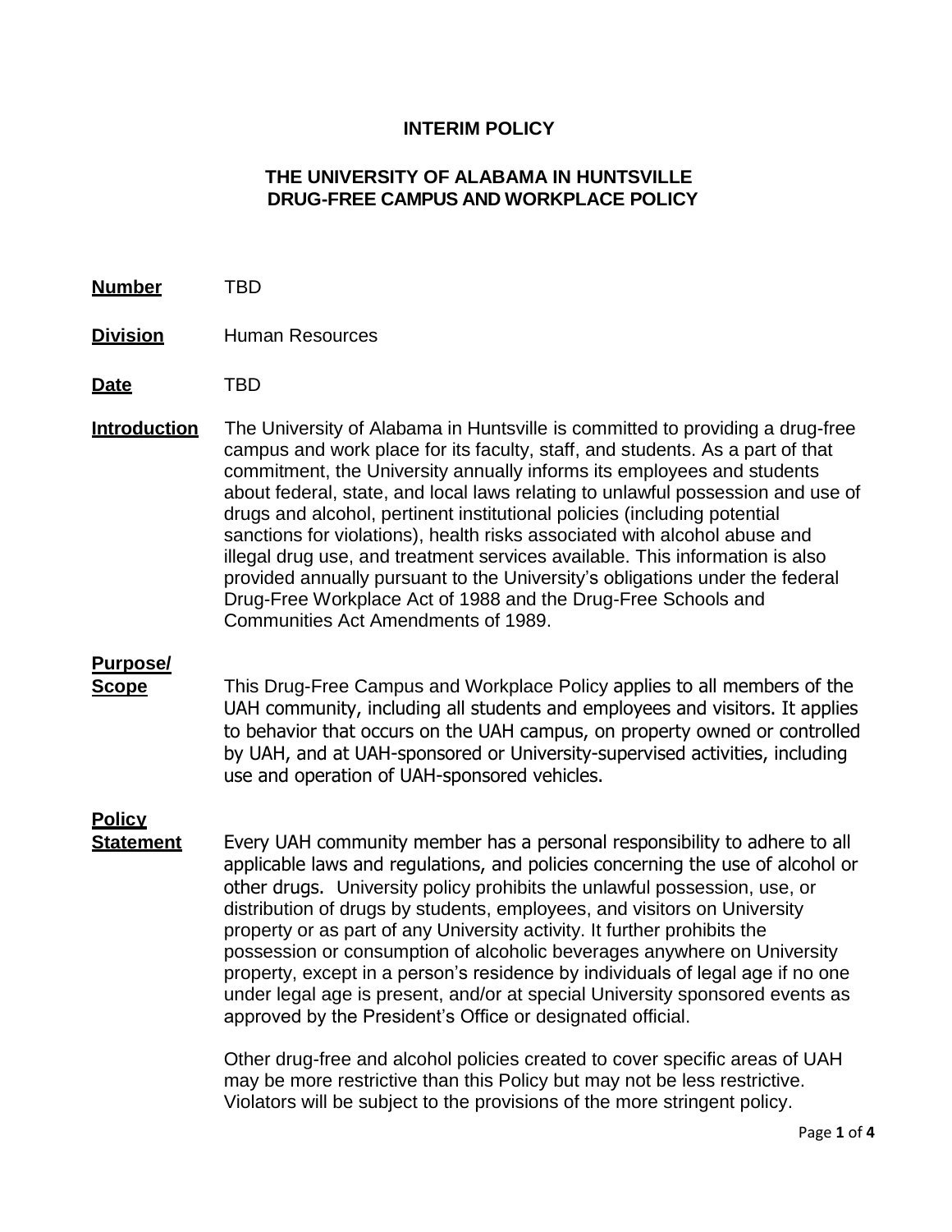# INTERIM POLICY

## THE UNIVERSITY OF ALABAMA IN HUNTSVILLE DRUG-FREE CAMPUS AND WORKPLACE POLICY

**Number** TBD

**Division** Human Resources

**Date** TBD

**Introduction** The University of Alabama in Huntsville is committed to providing a drug-free campus and work place for its faculty, staff, and students. As a part of that commitment, the University annually informs its employees and students about federal, state, and local laws relating to unlawful possession and use of drugs and alcohol, pertinent institutional policies (including potential sanctions for violations), health risks associated with alcohol abuse and illegal drug use, and treatment services available. This information is also provided annually pursuant to the University's obligations under the federal Drug-Free Workplace Act of 1988 and the Drug-Free Schools and Communities Act Amendments of 1989.

**Purpose/ Scope** This Drug-Free Campus and Workplace Policy applies to all members of the UAH community, including all students and employees and visitors. It applies to behavior that occurs on the UAH campus, on property owned or controlled by UAH, and at UAH-sponsored or University-supervised activities, including use and operation of UAH-sponsored vehicles.

**Policy Statement** Every UAH community member has a personal responsibility to adhere to all applicable laws and regulations, and policies concerning the use of alcohol or other drugs. University policy prohibits the unlawful possession, use, or distribution of drugs by students, employees, and visitors on University property or as part of any University activity. It further prohibits the possession or consumption of alcoholic beverages anywhere on University property, except in a person's residence by individuals of legal age if no one under legal age is present, and/or at special University sponsored events as approved by the President's Office or designated official.

Other drug-free and alcohol policies created to cover specific areas of UAH may be more restrictive than this Policy but may not be less restrictive. Violators will be subject to the provisions of the more stringent policy.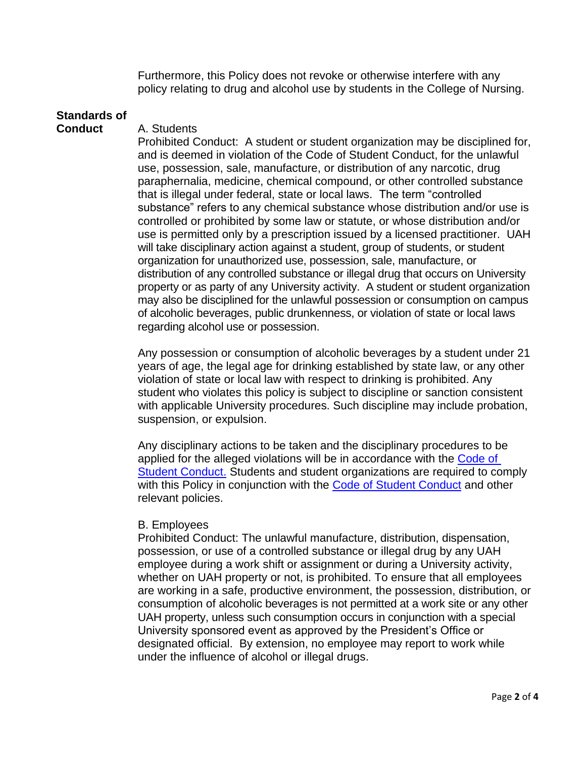Furthermore, this Policy does not revoke or otherwise interfere with any policy relating to drug and alcohol use by students in the College of Nursing.

## Standards of Conduct

A. Students

Prohibited Conduct: A student or student organization may be disciplined for, and is deemed in violation of the Code of Student Conduct, for the unlawful use, possession, sale, manufacture, or distribution of any narcotic, drug paraphernalia, medicine, chemical compound, or other controlled substance that is illegal under federal, state or local laws. The term "controlled substance" refers to any chemical substance whose distribution and/or use is controlled or prohibited by some law or statute, or whose distribution and/or use is permitted only by a prescription issued by a licensed practitioner. UAH will take disciplinary action against a student, group of students, or student organization for unauthorized use, possession, sale, manufacture, or distribution of any controlled substance or illegal drug that occurs on University property or as party of any University activity. A student or student organization may also be disciplined for the unlawful possession or consumption on campus of alcoholic beverages, public drunkenness, or violation of state or local laws regarding alcohol use or possession.

Any possession or consumption of alcoholic beverages by a student under 21 years of age, the legal age for drinking established by state law, or any other violation of state or local law with respect to drinking is prohibited. Any student who violates this policy is subject to discipline or sanction consistent with applicable University procedures. Such discipline may include probation, suspension, or expulsion.

Any disciplinary actions to be taken and the disciplinary procedures to be applied for the alleged violations will be in accordance with the Code of Student Conduct. Students and student organizations are required to comply with this Policy in conjunction with the Code of Student Conduct and other relevant policies.

B. Employees

Prohibited Conduct: The unlawful manufacture, distribution, dispensation, possession, or use of a controlled substance or illegal drug by any UAH employee during a work shift or assignment or during a University activity, whether on UAH property or not, is prohibited. To ensure that all employees are working in a safe, productive environment, the possession, distribution, or consumption of alcoholic beverages is not permitted at a work site or any other UAH property, unless such consumption occurs in conjunction with a special University sponsored event as approved by the President's Office or designated official. By extension, no employee may report to work while under the influence of alcohol or illegal drugs.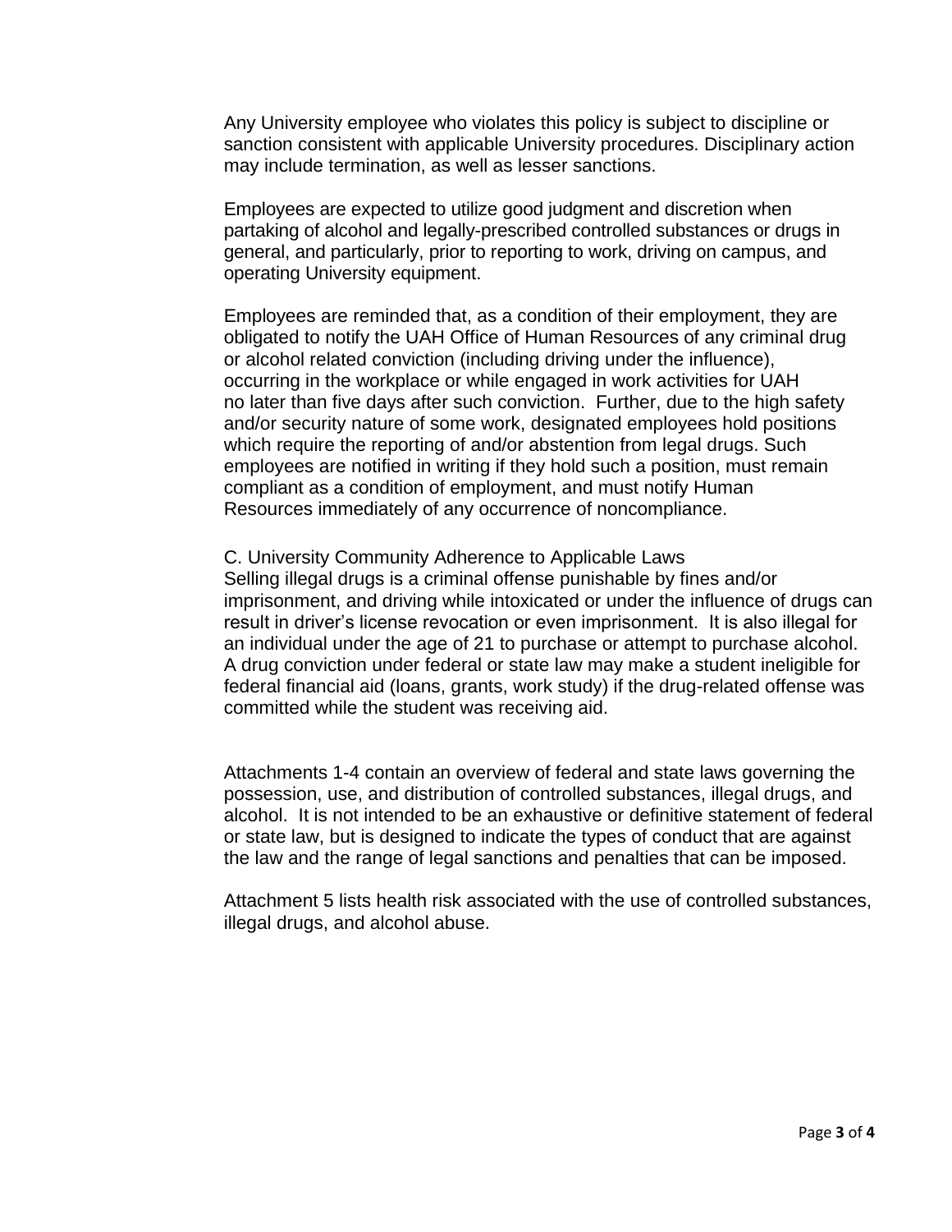Any University employee who violates this policy is subject to discipline or sanction consistent with applicable University procedures. Disciplinary action may include termination, as well as lesser sanctions.

Employees are expected to utilize good judgment and discretion when partaking of alcohol and legally-prescribed controlled substances or drugs in general, and particularly, prior to reporting to work, driving on campus, and operating University equipment.

Employees are reminded that, as a condition of their employment, they are obligated to notify the UAH Office of Human Resources of any criminal drug or alcohol related conviction (including driving under the influence), occurring in the workplace or while engaged in work activities for UAH no later than five days after such conviction. Further, due to the high safety and/or security nature of some work, designated employees hold positions which require the reporting of and/or abstention from legal drugs. Such employees are notified in writing if they hold such a position, must remain compliant as a condition of employment, and must notify Human Resources immediately of any occurrence of noncompliance.

C. University Community Adherence to Applicable Laws

Selling illegal drugs is a criminal offense punishable by fines and/or imprisonment, and driving while intoxicated or under the influence of drugs can result in driver's license revocation or even imprisonment. It is also illegal for an individual under the age of 21 to purchase or attempt to purchase alcohol. A drug conviction under federal or state law may make a student ineligible for federal financial aid (loans, grants, work study) if the drug-related offense was committed while the student was receiving aid.

Attachments 1-4 contain an overview of federal and state laws governing the possession, use, and distribution of controlled substances, illegal drugs, and alcohol. It is not intended to be an exhaustive or definitive statement of federal or state law, but is designed to indicate the types of conduct that are against the law and the range of legal sanctions and penalties that can be imposed.

Attachment 5 lists health risk associated with the use of controlled substances, illegal drugs, and alcohol abuse.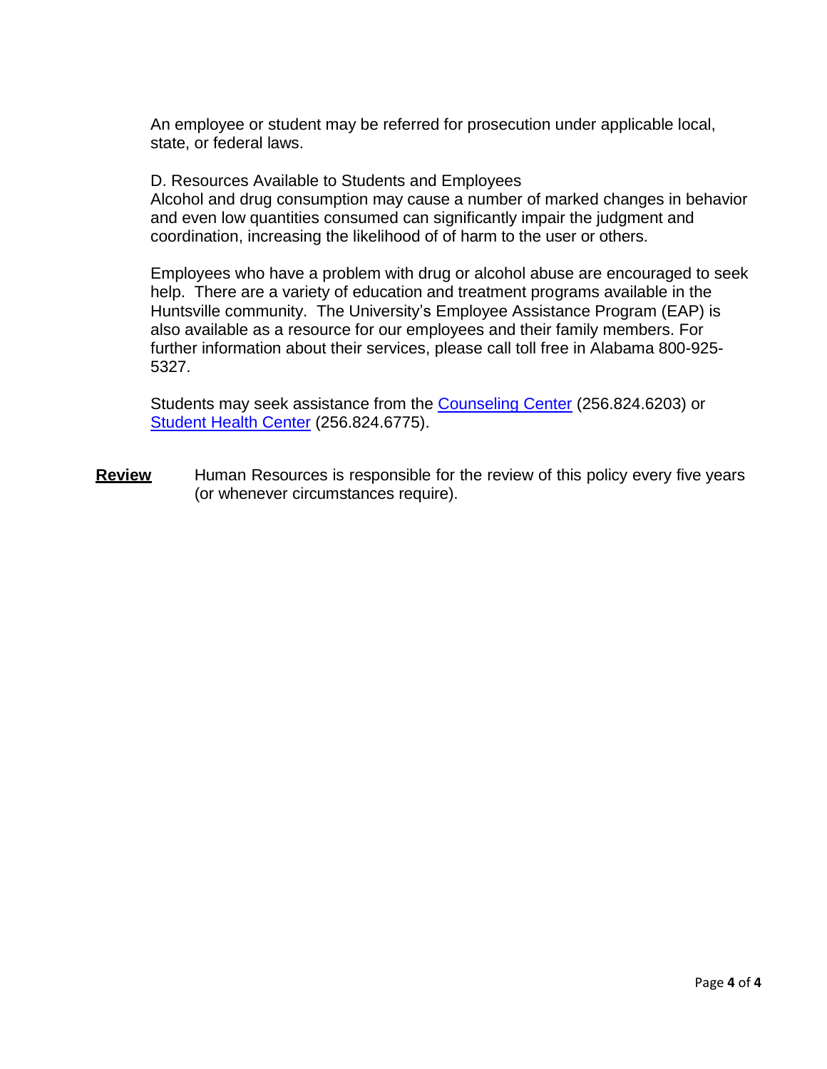An employee or student may be referred for prosecution under applicable local, state, or federal laws.

D. Resources Available to Students and Employees

Alcohol and drug consumption may cause a number of marked changes in behavior and even low quantities consumed can significantly impair the judgment and coordination, increasing the likelihood of of harm to the user or others.

Employees who have a problem with drug or alcohol abuse are encouraged to seek help. There are a variety of education and treatment programs available in the Huntsville community. The University's Employee Assistance Program (EAP) is also available as a resource for our employees and their family members. For further information about their services, please call toll free in Alabama 800-925-5327.

Students may seek assistance from the Counseling Center (256.824.6203) or Student Health Center (256.824.6775).

**Review** Human Resources is responsible for the review of this policy every five years (or whenever circumstances require).